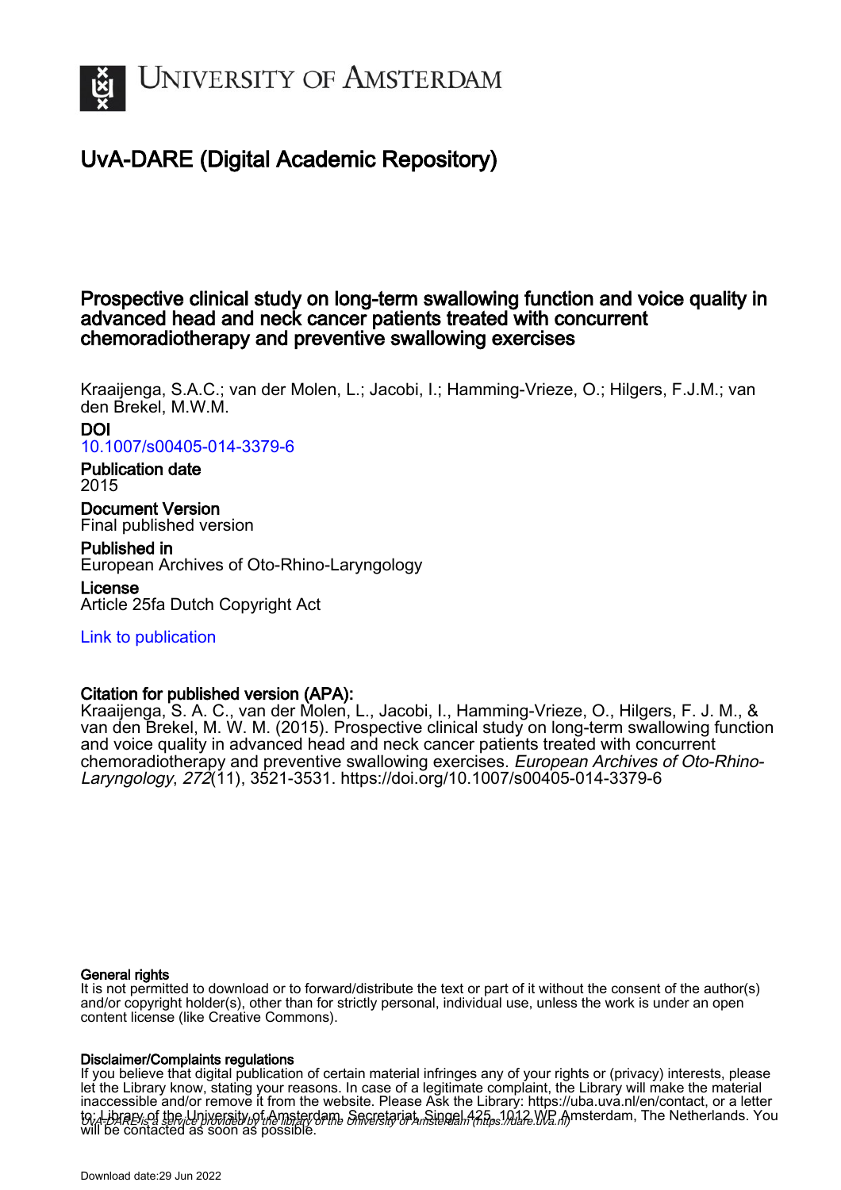# UvA-DARE (Digital Academic Repository)

## Prospective clinical study on long-term swallowing function and voice quality in advanced head and neck cancer patients treated with concurrent chemoradiotherapy and preventive swallowing exercises

Kraaijenga, S.A.C.; van der Molen, L.; Jacobi, I.; Hamming-Vrieze, O.; Hilgers, F.J.M.; van den Brekel, M.W.M.

**DOI**
10.1007/s00405-014-3379-6

**Publication date**
2015

**Document Version**
Final published version

**Published in**
European Archives of Oto-Rhino-Laryngology

**License**
Article 25fa Dutch Copyright Act

Link to publication

**Citation for published version (APA):**
Kraaijenga, S. A. C., van der Molen, L., Jacobi, I., Hamming-Vrieze, O., Hilgers, F. J. M., & van den Brekel, M. W. M. (2015). Prospective clinical study on long-term swallowing function and voice quality in advanced head and neck cancer patients treated with concurrent chemoradiotherapy and preventive swallowing exercises. *European Archives of Oto-Rhino-Laryngology*, *272*(11), 3521-3531. https://doi.org/10.1007/s00405-014-3379-6

**General rights**
It is not permitted to download or to forward/distribute the text or part of it without the consent of the author(s) and/or copyright holder(s), other than for strictly personal, individual use, unless the work is under an open content license (like Creative Commons).

**Disclaimer/Complaints regulations**
If you believe that digital publication of certain material infringes any of your rights or (privacy) interests, please let the Library know, stating your reasons. In case of a legitimate complaint, the Library will make the material inaccessible and/or remove it from the website. Please Ask the Library: https://uba.uva.nl/en/contact, or a letter to: Library of the University of Amsterdam, Secretariat, Singel 425, 1012 WP Amsterdam, The Netherlands. You will be contacted as soon as possible.

*UvA-DARE is a service provided by the library of the University of Amsterdam (https://dare.uva.nl)*

Download date:29 Jun 2022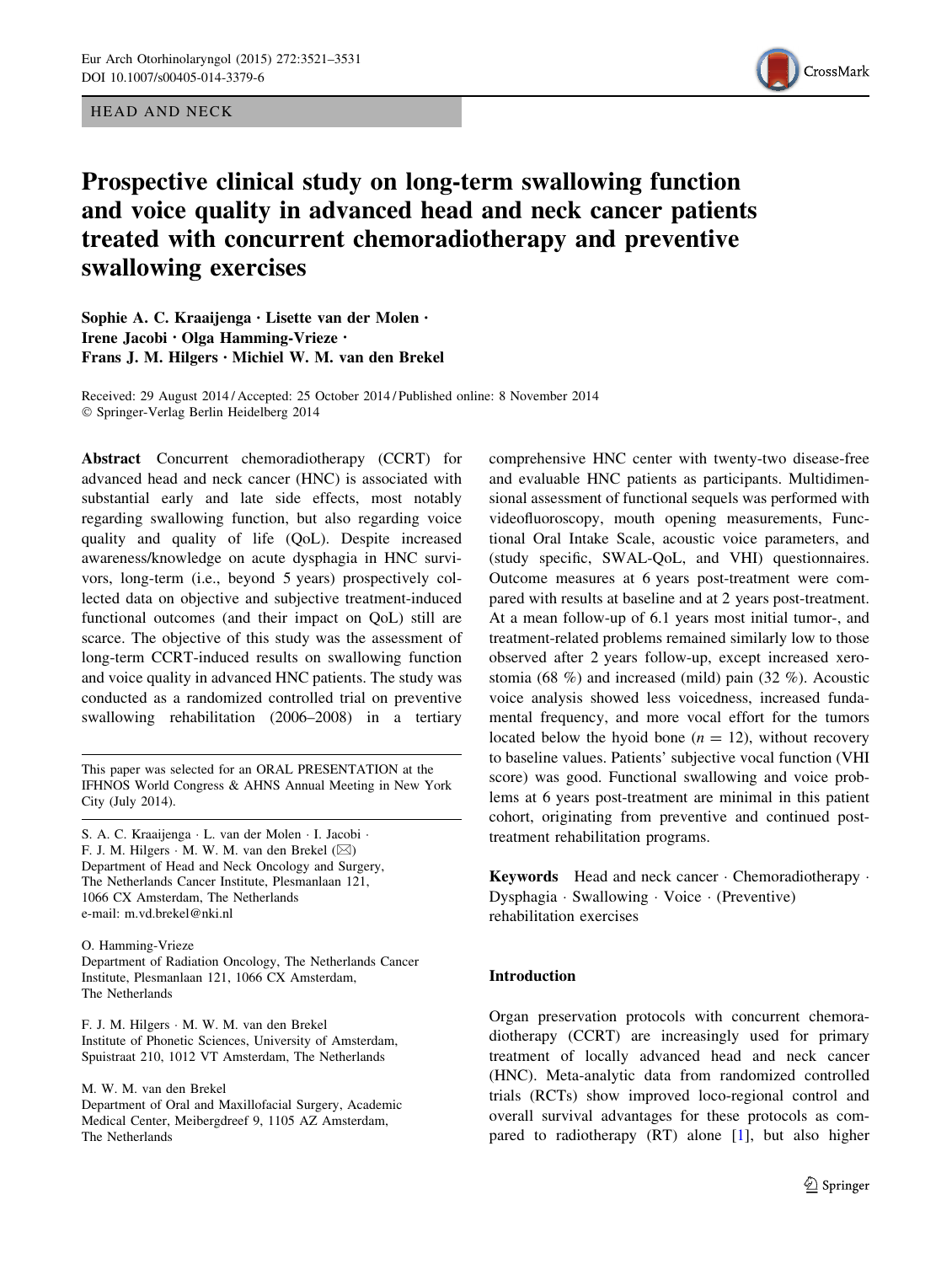# Prospective clinical study on long-term swallowing function and voice quality in advanced head and neck cancer patients treated with concurrent chemoradiotherapy and preventive swallowing exercises

**Sophie A. C. Kraaijenga · Lisette van der Molen · Irene Jacobi · Olga Hamming-Vrieze · Frans J. M. Hilgers · Michiel W. M. van den Brekel**

Received: 29 August 2014 / Accepted: 25 October 2014 / Published online: 8 November 2014
© Springer-Verlag Berlin Heidelberg 2014

**Abstract** Concurrent chemoradiotherapy (CCRT) for advanced head and neck cancer (HNC) is associated with substantial early and late side effects, most notably regarding swallowing function, but also regarding voice quality and quality of life (QoL). Despite increased awareness/knowledge on acute dysphagia in HNC survivors, long-term (i.e., beyond 5 years) prospectively collected data on objective and subjective treatment-induced functional outcomes (and their impact on QoL) still are scarce. The objective of this study was the assessment of long-term CCRT-induced results on swallowing function and voice quality in advanced HNC patients. The study was conducted as a randomized controlled trial on preventive swallowing rehabilitation (2006–2008) in a tertiary comprehensive HNC center with twenty-two disease-free and evaluable HNC patients as participants. Multidimensional assessment of functional sequels was performed with videofluoroscopy, mouth opening measurements, Functional Oral Intake Scale, acoustic voice parameters, and (study specific, SWAL-QoL, and VHI) questionnaires. Outcome measures at 6 years post-treatment were compared with results at baseline and at 2 years post-treatment. At a mean follow-up of 6.1 years most initial tumor-, and treatment-related problems remained similarly low to those observed after 2 years follow-up, except increased xerostomia (68 %) and increased (mild) pain (32 %). Acoustic voice analysis showed less voicedness, increased fundamental frequency, and more vocal effort for the tumors located below the hyoid bone ($n = 12$), without recovery to baseline values. Patients' subjective vocal function (VHI score) was good. Functional swallowing and voice problems at 6 years post-treatment are minimal in this patient cohort, originating from preventive and continued post-treatment rehabilitation programs.

**Keywords** Head and neck cancer · Chemoradiotherapy · Dysphagia · Swallowing · Voice · (Preventive) rehabilitation exercises

This paper was selected for an ORAL PRESENTATION at the IFHNOS World Congress & AHNS Annual Meeting in New York City (July 2014).

S. A. C. Kraaijenga · L. van der Molen · I. Jacobi · F. J. M. Hilgers · M. W. M. van den Brekel (✉)
Department of Head and Neck Oncology and Surgery, The Netherlands Cancer Institute, Plesmanlaan 121, 1066 CX Amsterdam, The Netherlands
e-mail: m.vd.brekel@nki.nl

O. Hamming-Vrieze
Department of Radiation Oncology, The Netherlands Cancer Institute, Plesmanlaan 121, 1066 CX Amsterdam, The Netherlands

F. J. M. Hilgers · M. W. M. van den Brekel
Institute of Phonetic Sciences, University of Amsterdam, Spuistraat 210, 1012 VT Amsterdam, The Netherlands

M. W. M. van den Brekel
Department of Oral and Maxillofacial Surgery, Academic Medical Center, Meibergdreef 9, 1105 AZ Amsterdam, The Netherlands

## Introduction

Organ preservation protocols with concurrent chemoradiotherapy (CCRT) are increasingly used for primary treatment of locally advanced head and neck cancer (HNC). Meta-analytic data from randomized controlled trials (RCTs) show improved loco-regional control and overall survival advantages for these protocols as compared to radiotherapy (RT) alone [1], but also higher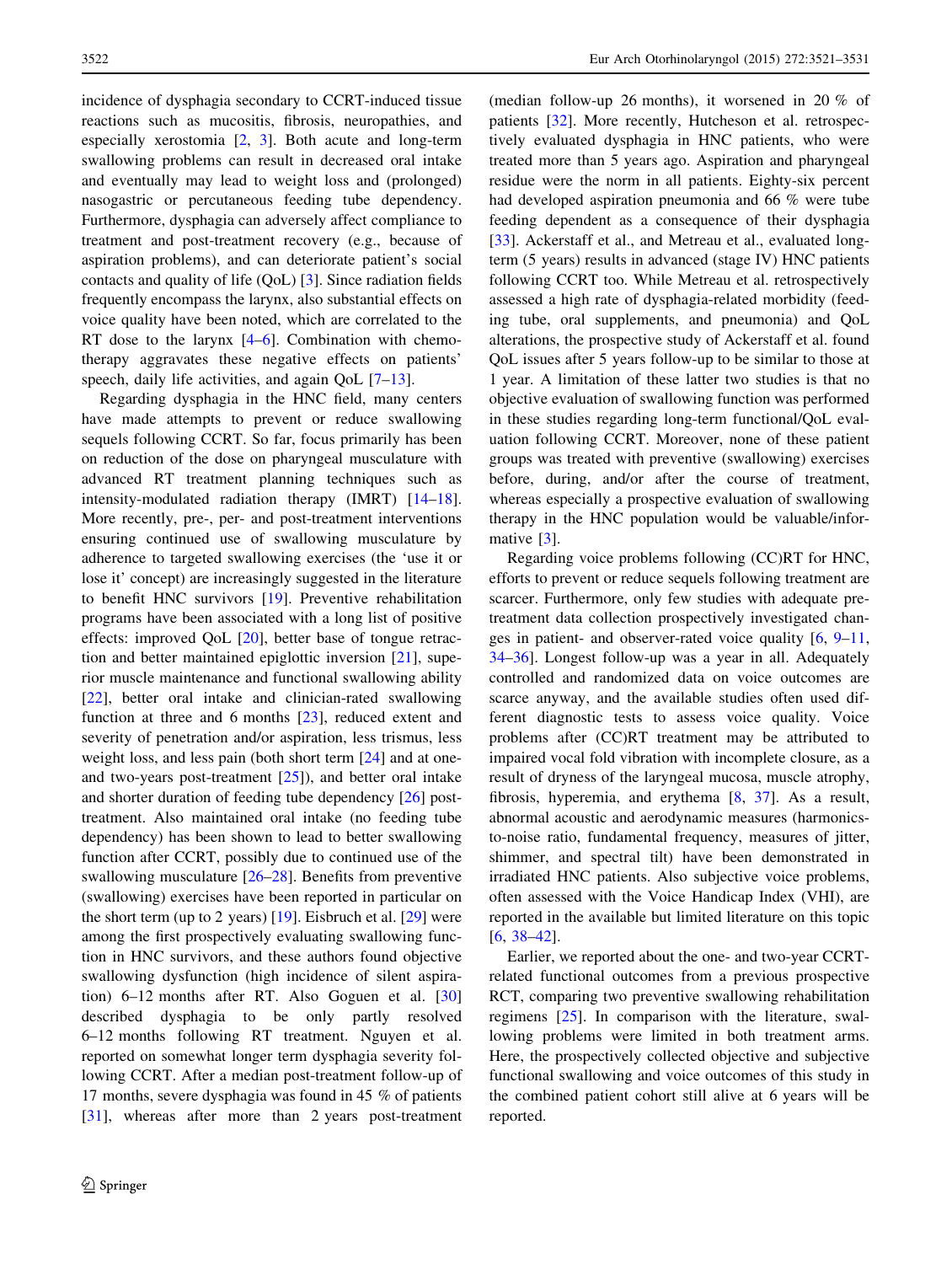incidence of dysphagia secondary to CCRT-induced tissue reactions such as mucositis, fibrosis, neuropathies, and especially xerostomia [2, 3]. Both acute and long-term swallowing problems can result in decreased oral intake and eventually may lead to weight loss and (prolonged) nasogastric or percutaneous feeding tube dependency. Furthermore, dysphagia can adversely affect compliance to treatment and post-treatment recovery (e.g., because of aspiration problems), and can deteriorate patient's social contacts and quality of life (QoL) [3]. Since radiation fields frequently encompass the larynx, also substantial effects on voice quality have been noted, which are correlated to the RT dose to the larynx [4–6]. Combination with chemotherapy aggravates these negative effects on patients' speech, daily life activities, and again QoL [7–13].

Regarding dysphagia in the HNC field, many centers have made attempts to prevent or reduce swallowing sequels following CCRT. So far, focus primarily has been on reduction of the dose on pharyngeal musculature with advanced RT treatment planning techniques such as intensity-modulated radiation therapy (IMRT) [14–18]. More recently, pre-, per- and post-treatment interventions ensuring continued use of swallowing musculature by adherence to targeted swallowing exercises (the 'use it or lose it' concept) are increasingly suggested in the literature to benefit HNC survivors [19]. Preventive rehabilitation programs have been associated with a long list of positive effects: improved QoL [20], better base of tongue retraction and better maintained epiglottic inversion [21], superior muscle maintenance and functional swallowing ability [22], better oral intake and clinician-rated swallowing function at three and 6 months [23], reduced extent and severity of penetration and/or aspiration, less trismus, less weight loss, and less pain (both short term [24] and at one- and two-years post-treatment [25]), and better oral intake and shorter duration of feeding tube dependency [26] post-treatment. Also maintained oral intake (no feeding tube dependency) has been shown to lead to better swallowing function after CCRT, possibly due to continued use of the swallowing musculature [26–28]. Benefits from preventive (swallowing) exercises have been reported in particular on the short term (up to 2 years) [19]. Eisbruch et al. [29] were among the first prospectively evaluating swallowing function in HNC survivors, and these authors found objective swallowing dysfunction (high incidence of silent aspiration) 6–12 months after RT. Also Goguen et al. [30] described dysphagia to be only partly resolved 6–12 months following RT treatment. Nguyen et al. reported on somewhat longer term dysphagia severity following CCRT. After a median post-treatment follow-up of 17 months, severe dysphagia was found in 45 % of patients [31], whereas after more than 2 years post-treatment (median follow-up 26 months), it worsened in 20 % of patients [32]. More recently, Hutcheson et al. retrospectively evaluated dysphagia in HNC patients, who were treated more than 5 years ago. Aspiration and pharyngeal residue were the norm in all patients. Eighty-six percent had developed aspiration pneumonia and 66 % were tube feeding dependent as a consequence of their dysphagia [33]. Ackerstaff et al., and Metreau et al., evaluated long-term (5 years) results in advanced (stage IV) HNC patients following CCRT too. While Metreau et al. retrospectively assessed a high rate of dysphagia-related morbidity (feeding tube, oral supplements, and pneumonia) and QoL alterations, the prospective study of Ackerstaff et al. found QoL issues after 5 years follow-up to be similar to those at 1 year. A limitation of these latter two studies is that no objective evaluation of swallowing function was performed in these studies regarding long-term functional/QoL evaluation following CCRT. Moreover, none of these patient groups was treated with preventive (swallowing) exercises before, during, and/or after the course of treatment, whereas especially a prospective evaluation of swallowing therapy in the HNC population would be valuable/informative [3].

Regarding voice problems following (CC)RT for HNC, efforts to prevent or reduce sequels following treatment are scarcer. Furthermore, only few studies with adequate pre-treatment data collection prospectively investigated changes in patient- and observer-rated voice quality [6, 9–11, 34–36]. Longest follow-up was a year in all. Adequately controlled and randomized data on voice outcomes are scarce anyway, and the available studies often used different diagnostic tests to assess voice quality. Voice problems after (CC)RT treatment may be attributed to impaired vocal fold vibration with incomplete closure, as a result of dryness of the laryngeal mucosa, muscle atrophy, fibrosis, hyperemia, and erythema [8, 37]. As a result, abnormal acoustic and aerodynamic measures (harmonics-to-noise ratio, fundamental frequency, measures of jitter, shimmer, and spectral tilt) have been demonstrated in irradiated HNC patients. Also subjective voice problems, often assessed with the Voice Handicap Index (VHI), are reported in the available but limited literature on this topic [6, 38–42].

Earlier, we reported about the one- and two-year CCRT-related functional outcomes from a previous prospective RCT, comparing two preventive swallowing rehabilitation regimens [25]. In comparison with the literature, swallowing problems were limited in both treatment arms. Here, the prospectively collected objective and subjective functional swallowing and voice outcomes of this study in the combined patient cohort still alive at 6 years will be reported.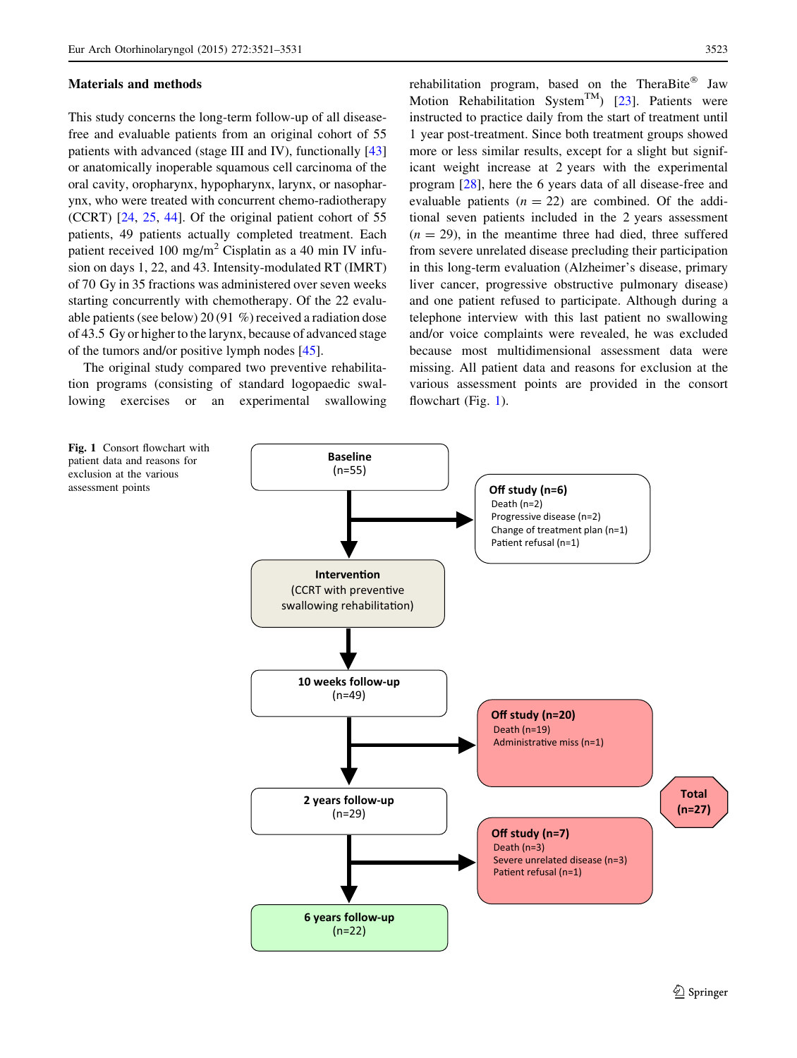## Materials and methods

This study concerns the long-term follow-up of all disease-free and evaluable patients from an original cohort of 55 patients with advanced (stage III and IV), functionally [43] or anatomically inoperable squamous cell carcinoma of the oral cavity, oropharynx, hypopharynx, larynx, or nasopharynx, who were treated with concurrent chemo-radiotherapy (CCRT) [24, 25, 44]. Of the original patient cohort of 55 patients, 49 patients actually completed treatment. Each patient received 100 mg/m$^2$ Cisplatin as a 40 min IV infusion on days 1, 22, and 43. Intensity-modulated RT (IMRT) of 70 Gy in 35 fractions was administered over seven weeks starting concurrently with chemotherapy. Of the 22 evaluable patients (see below) 20 (91 %) received a radiation dose of 43.5 Gy or higher to the larynx, because of advanced stage of the tumors and/or positive lymph nodes [45].

The original study compared two preventive rehabilitation programs (consisting of standard logopaedic swallowing exercises or an experimental swallowing rehabilitation program, based on the TheraBite® Jaw Motion Rehabilitation System™) [23]. Patients were instructed to practice daily from the start of treatment until 1 year post-treatment. Since both treatment groups showed more or less similar results, except for a slight but significant weight increase at 2 years with the experimental program [28], here the 6 years data of all disease-free and evaluable patients ($n = 22$) are combined. Of the additional seven patients included in the 2 years assessment ($n = 29$), in the meantime three had died, three suffered from severe unrelated disease precluding their participation in this long-term evaluation (Alzheimer's disease, primary liver cancer, progressive obstructive pulmonary disease) and one patient refused to participate. Although during a telephone interview with this last patient no swallowing and/or voice complaints were revealed, he was excluded because most multidimensional assessment data were missing. All patient data and reasons for exclusion at the various assessment points are provided in the consort flowchart (Fig. 1).

Baseline (n=55)
→ Off study (n=6): Death (n=2); Progressive disease (n=2); Change of treatment plan (n=1); Patient refusal (n=1)

Intervention (CCRT with preventive swallowing rehabilitation)

10 weeks follow-up (n=49)
→ Off study (n=20): Death (n=19); Administrative miss (n=1)

2 years follow-up (n=29)
→ Off study (n=7): Death (n=3); Severe unrelated disease (n=3); Patient refusal (n=1)

Total (n=27)

6 years follow-up (n=22)

**Fig. 1** Consort flowchart with patient data and reasons for exclusion at the various assessment points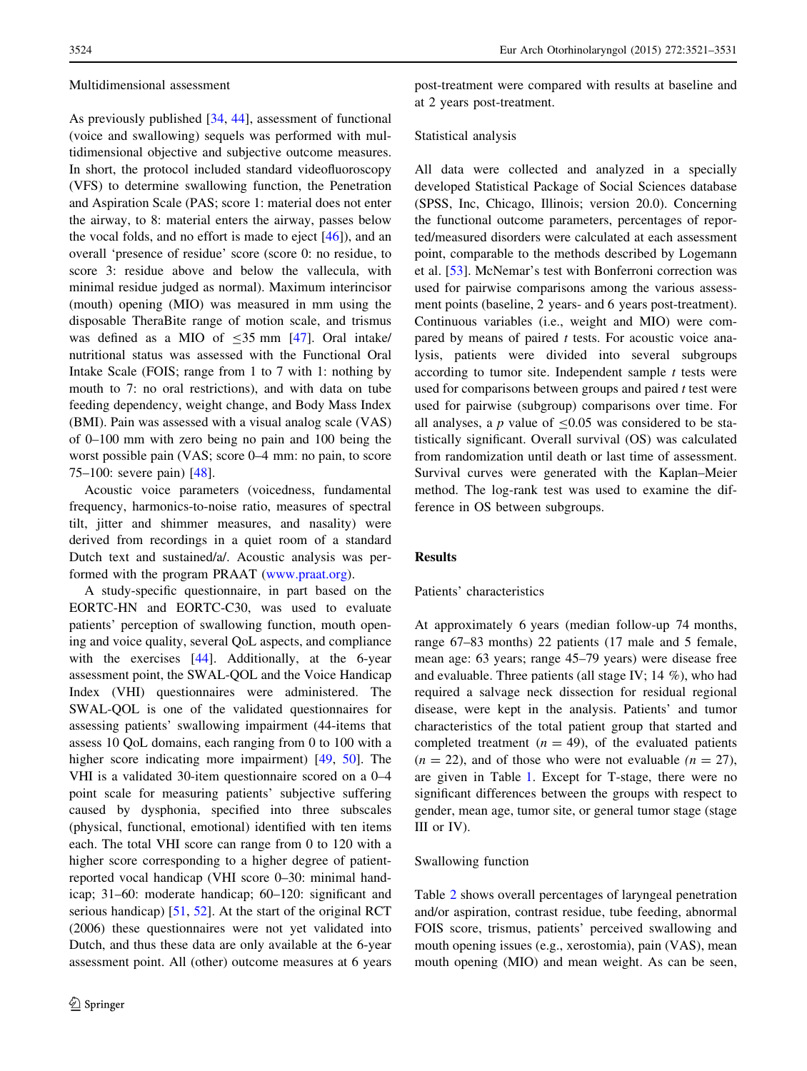Multidimensional assessment

As previously published [34, 44], assessment of functional (voice and swallowing) sequels was performed with multidimensional objective and subjective outcome measures. In short, the protocol included standard videofluoroscopy (VFS) to determine swallowing function, the Penetration and Aspiration Scale (PAS; score 1: material does not enter the airway, to 8: material enters the airway, passes below the vocal folds, and no effort is made to eject [46]), and an overall 'presence of residue' score (score 0: no residue, to score 3: residue above and below the vallecula, with minimal residue judged as normal). Maximum interincisor (mouth) opening (MIO) was measured in mm using the disposable TheraBite range of motion scale, and trismus was defined as a MIO of $\leq$35 mm [47]. Oral intake/nutritional status was assessed with the Functional Oral Intake Scale (FOIS; range from 1 to 7 with 1: nothing by mouth to 7: no oral restrictions), and with data on tube feeding dependency, weight change, and Body Mass Index (BMI). Pain was assessed with a visual analog scale (VAS) of 0–100 mm with zero being no pain and 100 being the worst possible pain (VAS; score 0–4 mm: no pain, to score 75–100: severe pain) [48].

Acoustic voice parameters (voicedness, fundamental frequency, harmonics-to-noise ratio, measures of spectral tilt, jitter and shimmer measures, and nasality) were derived from recordings in a quiet room of a standard Dutch text and sustained/a/. Acoustic analysis was performed with the program PRAAT (www.praat.org).

A study-specific questionnaire, in part based on the EORTC-HN and EORTC-C30, was used to evaluate patients' perception of swallowing function, mouth opening and voice quality, several QoL aspects, and compliance with the exercises [44]. Additionally, at the 6-year assessment point, the SWAL-QOL and the Voice Handicap Index (VHI) questionnaires were administered. The SWAL-QOL is one of the validated questionnaires for assessing patients' swallowing impairment (44-items that assess 10 QoL domains, each ranging from 0 to 100 with a higher score indicating more impairment) [49, 50]. The VHI is a validated 30-item questionnaire scored on a 0–4 point scale for measuring patients' subjective suffering caused by dysphonia, specified into three subscales (physical, functional, emotional) identified with ten items each. The total VHI score can range from 0 to 120 with a higher score corresponding to a higher degree of patient-reported vocal handicap (VHI score 0–30: minimal handicap; 31–60: moderate handicap; 60–120: significant and serious handicap) [51, 52]. At the start of the original RCT (2006) these questionnaires were not yet validated into Dutch, and thus these data are only available at the 6-year assessment point. All (other) outcome measures at 6 years post-treatment were compared with results at baseline and at 2 years post-treatment.

Statistical analysis

All data were collected and analyzed in a specially developed Statistical Package of Social Sciences database (SPSS, Inc, Chicago, Illinois; version 20.0). Concerning the functional outcome parameters, percentages of reported/measured disorders were calculated at each assessment point, comparable to the methods described by Logemann et al. [53]. McNemar's test with Bonferroni correction was used for pairwise comparisons among the various assessment points (baseline, 2 years- and 6 years post-treatment). Continuous variables (i.e., weight and MIO) were compared by means of paired $t$ tests. For acoustic voice analysis, patients were divided into several subgroups according to tumor site. Independent sample $t$ tests were used for comparisons between groups and paired $t$ test were used for pairwise (subgroup) comparisons over time. For all analyses, a $p$ value of $\leq$0.05 was considered to be statistically significant. Overall survival (OS) was calculated from randomization until death or last time of assessment. Survival curves were generated with the Kaplan–Meier method. The log-rank test was used to examine the difference in OS between subgroups.

## Results

Patients' characteristics

At approximately 6 years (median follow-up 74 months, range 67–83 months) 22 patients (17 male and 5 female, mean age: 63 years; range 45–79 years) were disease free and evaluable. Three patients (all stage IV; 14 %), who had required a salvage neck dissection for residual regional disease, were kept in the analysis. Patients' and tumor characteristics of the total patient group that started and completed treatment ($n = 49$), of the evaluated patients ($n = 22$), and of those who were not evaluable ($n = 27$), are given in Table 1. Except for T-stage, there were no significant differences between the groups with respect to gender, mean age, tumor site, or general tumor stage (stage III or IV).

Swallowing function

Table 2 shows overall percentages of laryngeal penetration and/or aspiration, contrast residue, tube feeding, abnormal FOIS score, trismus, patients' perceived swallowing and mouth opening issues (e.g., xerostomia), pain (VAS), mean mouth opening (MIO) and mean weight. As can be seen,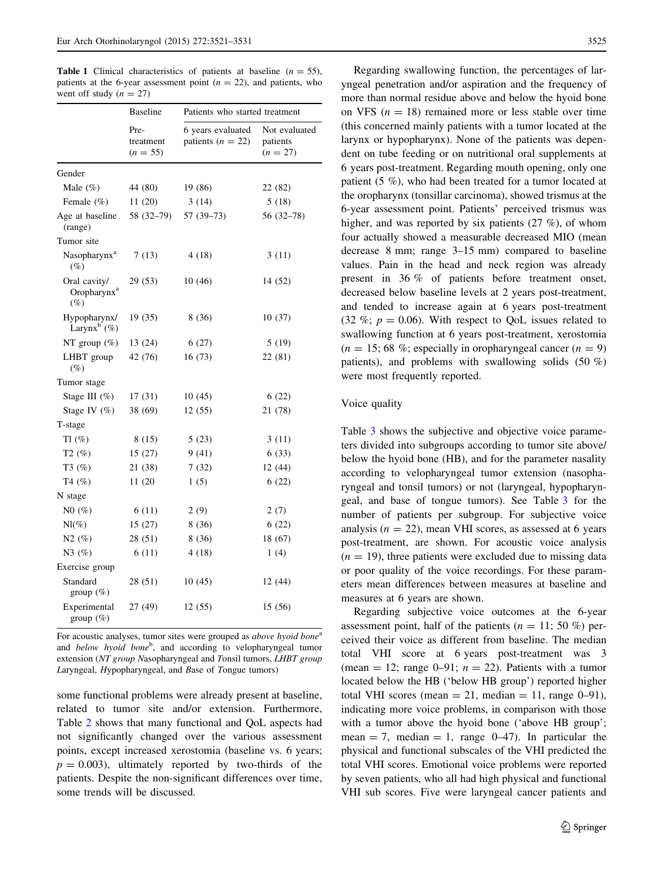**Table 1** Clinical characteristics of patients at baseline ($n = 55$), patients at the 6-year assessment point ($n = 22$), and patients, who went off study ($n = 27$)

| | Baseline | Patients who started treatment | |
|---|---|---|---|
| | Pre-treatment ($n = 55$) | 6 years evaluated patients ($n = 22$) | Not evaluated patients ($n = 27$) |
| Gender | | | |
| Male (%) | 44 (80) | 19 (86) | 22 (82) |
| Female (%) | 11 (20) | 3 (14) | 5 (18) |
| Age at baseline (range) | 58 (32–79) | 57 (39–73) | 56 (32–78) |
| Tumor site | | | |
| Nasopharynx[a] (%) | 7 (13) | 4 (18) | 3 (11) |
| Oral cavity/ Oropharynx[a] (%) | 29 (53) | 10 (46) | 14 (52) |
| Hypopharynx/ Larynx[b] (%) | 19 (35) | 8 (36) | 10 (37) |
| NT group (%) | 13 (24) | 6 (27) | 5 (19) |
| LHBT group (%) | 42 (76) | 16 (73) | 22 (81) |
| Tumor stage | | | |
| Stage III (%) | 17 (31) | 10 (45) | 6 (22) |
| Stage IV (%) | 38 (69) | 12 (55) | 21 (78) |
| T-stage | | | |
| Tl (%) | 8 (15) | 5 (23) | 3 (11) |
| T2 (%) | 15 (27) | 9 (41) | 6 (33) |
| T3 (%) | 21 (38) | 7 (32) | 12 (44) |
| T4 (%) | 11 (20 | 1 (5) | 6 (22) |
| N stage | | | |
| N0 (%) | 6 (11) | 2 (9) | 2 (7) |
| Nl(%) | 15 (27) | 8 (36) | 6 (22) |
| N2 (%) | 28 (51) | 8 (36) | 18 (67) |
| N3 (%) | 6 (11) | 4 (18) | 1 (4) |
| Exercise group | | | |
| Standard group (%) | 28 (51) | 10 (45) | 12 (44) |
| Experimental group (%) | 27 (49) | 12 (55) | 15 (56) |

For acoustic analyses, tumor sites were grouped as *above hyoid bone*[a] and *below hyoid bone*[b], and according to velopharyngeal tumor extension (*NT group* Nasopharyngeal and Tonsil tumors, *LHBT group* Laryngeal, Hypopharyngeal, and Base of Tongue tumors)

some functional problems were already present at baseline, related to tumor site and/or extension. Furthermore, Table 2 shows that many functional and QoL aspects had not significantly changed over the various assessment points, except increased xerostomia (baseline vs. 6 years; $p = 0.003$), ultimately reported by two-thirds of the patients. Despite the non-significant differences over time, some trends will be discussed.

Regarding swallowing function, the percentages of laryngeal penetration and/or aspiration and the frequency of more than normal residue above and below the hyoid bone on VFS ($n = 18$) remained more or less stable over time (this concerned mainly patients with a tumor located at the larynx or hypopharynx). None of the patients was dependent on tube feeding or on nutritional oral supplements at 6 years post-treatment. Regarding mouth opening, only one patient (5 %), who had been treated for a tumor located at the oropharynx (tonsillar carcinoma), showed trismus at the 6-year assessment point. Patients' perceived trismus was higher, and was reported by six patients (27 %), of whom four actually showed a measurable decreased MIO (mean decrease 8 mm; range 3–15 mm) compared to baseline values. Pain in the head and neck region was already present in 36 % of patients before treatment onset, decreased below baseline levels at 2 years post-treatment, and tended to increase again at 6 years post-treatment (32 %; $p = 0.06$). With respect to QoL issues related to swallowing function at 6 years post-treatment, xerostomia ($n = 15$; 68 %; especially in oropharyngeal cancer ($n = 9$) patients), and problems with swallowing solids (50 %) were most frequently reported.

## Voice quality

Table 3 shows the subjective and objective voice parameters divided into subgroups according to tumor site above/ below the hyoid bone (HB), and for the parameter nasality according to velopharyngeal tumor extension (nasopharyngeal and tonsil tumors) or not (laryngeal, hypopharyngeal, and base of tongue tumors). See Table 3 for the number of patients per subgroup. For subjective voice analysis ($n = 22$), mean VHI scores, as assessed at 6 years post-treatment, are shown. For acoustic voice analysis ($n = 19$), three patients were excluded due to missing data or poor quality of the voice recordings. For these parameters mean differences between measures at baseline and measures at 6 years are shown.

Regarding subjective voice outcomes at the 6-year assessment point, half of the patients ($n = 11$; 50 %) perceived their voice as different from baseline. The median total VHI score at 6 years post-treatment was 3 (mean = 12; range 0–91; $n = 22$). Patients with a tumor located below the HB ('below HB group') reported higher total VHI scores (mean = 21, median = 11, range 0–91), indicating more voice problems, in comparison with those with a tumor above the hyoid bone ('above HB group'; mean = 7, median = 1, range 0–47). In particular the physical and functional subscales of the VHI predicted the total VHI scores. Emotional voice problems were reported by seven patients, who all had high physical and functional VHI sub scores. Five were laryngeal cancer patients and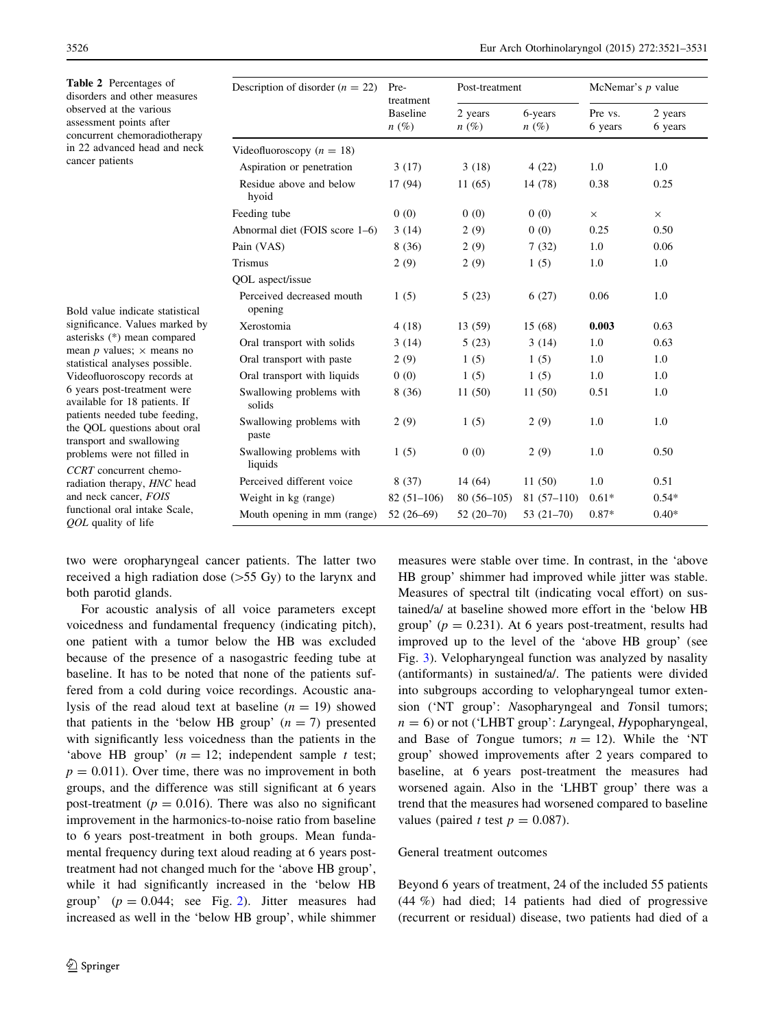**Table 2** Percentages of disorders and other measures observed at the various assessment points after concurrent chemoradiotherapy in 22 advanced head and neck cancer patients

| Description of disorder ($n$ = 22) | Pre-treatment | Post-treatment | | McNemar's $p$ value | |
|---|---|---|---|---|---|
| | Baseline $n$ (%) | 2 years $n$ (%) | 6-years $n$ (%) | Pre vs. 6 years | 2 years 6 years |
| Videofluoroscopy ($n$ = 18) | | | | | |
| Aspiration or penetration | 3 (17) | 3 (18) | 4 (22) | 1.0 | 1.0 |
| Residue above and below hyoid | 17 (94) | 11 (65) | 14 (78) | 0.38 | 0.25 |
| Feeding tube | 0 (0) | 0 (0) | 0 (0) | × | × |
| Abnormal diet (FOIS score 1–6) | 3 (14) | 2 (9) | 0 (0) | 0.25 | 0.50 |
| Pain (VAS) | 8 (36) | 2 (9) | 7 (32) | 1.0 | 0.06 |
| Trismus | 2 (9) | 2 (9) | 1 (5) | 1.0 | 1.0 |
| QOL aspect/issue | | | | | |
| Perceived decreased mouth opening | 1 (5) | 5 (23) | 6 (27) | 0.06 | 1.0 |
| Xerostomia | 4 (18) | 13 (59) | 15 (68) | **0.003** | 0.63 |
| Oral transport with solids | 3 (14) | 5 (23) | 3 (14) | 1.0 | 0.63 |
| Oral transport with paste | 2 (9) | 1 (5) | 1 (5) | 1.0 | 1.0 |
| Oral transport with liquids | 0 (0) | 1 (5) | 1 (5) | 1.0 | 1.0 |
| Swallowing problems with solids | 8 (36) | 11 (50) | 11 (50) | 0.51 | 1.0 |
| Swallowing problems with paste | 2 (9) | 1 (5) | 2 (9) | 1.0 | 1.0 |
| Swallowing problems with liquids | 1 (5) | 0 (0) | 2 (9) | 1.0 | 0.50 |
| Perceived different voice | 8 (37) | 14 (64) | 11 (50) | 1.0 | 0.51 |
| Weight in kg (range) | 82 (51–106) | 80 (56–105) | 81 (57–110) | 0.61* | 0.54* |
| Mouth opening in mm (range) | 52 (26–69) | 52 (20–70) | 53 (21–70) | 0.87* | 0.40* |

Bold value indicate statistical significance. Values marked by asterisks (*) mean compared mean $p$ values; × means no statistical analyses possible. Videofluoroscopy records at 6 years post-treatment were available for 18 patients. If patients needed tube feeding, the QOL questions about oral transport and swallowing problems were not filled in

*CCRT* concurrent chemo-radiation therapy, *HNC* head and neck cancer, *FOIS* functional oral intake Scale, *QOL* quality of life

two were oropharyngeal cancer patients. The latter two received a high radiation dose (>55 Gy) to the larynx and both parotid glands.

For acoustic analysis of all voice parameters except voicedness and fundamental frequency (indicating pitch), one patient with a tumor below the HB was excluded because of the presence of a nasogastric feeding tube at baseline. It has to be noted that none of the patients suffered from a cold during voice recordings. Acoustic analysis of the read aloud text at baseline ($n$ = 19) showed that patients in the 'below HB group' ($n$ = 7) presented with significantly less voicedness than the patients in the 'above HB group' ($n$ = 12; independent sample $t$ test; $p = 0.011$). Over time, there was no improvement in both groups, and the difference was still significant at 6 years post-treatment ($p = 0.016$). There was also no significant improvement in the harmonics-to-noise ratio from baseline to 6 years post-treatment in both groups. Mean fundamental frequency during text aloud reading at 6 years post-treatment had not changed much for the 'above HB group', while it had significantly increased in the 'below HB group' ($p = 0.044$; see Fig. 2). Jitter measures had increased as well in the 'below HB group', while shimmer measures were stable over time. In contrast, in the 'above HB group' shimmer had improved while jitter was stable. Measures of spectral tilt (indicating vocal effort) on sustained/a/ at baseline showed more effort in the 'below HB group' ($p = 0.231$). At 6 years post-treatment, results had improved up to the level of the 'above HB group' (see Fig. 3). Velopharyngeal function was analyzed by nasality (antiformants) in sustained/a/. The patients were divided into subgroups according to velopharyngeal tumor extension ('NT group': *N*asopharyngeal and *T*onsil tumors; $n$ = 6) or not ('LHBT group': *L*aryngeal, *H*ypopharyngeal, and Base of *T*ongue tumors; $n$ = 12). While the 'NT group' showed improvements after 2 years compared to baseline, at 6 years post-treatment the measures had worsened again. Also in the 'LHBT group' there was a trend that the measures had worsened compared to baseline values (paired $t$ test $p = 0.087$).

### General treatment outcomes

Beyond 6 years of treatment, 24 of the included 55 patients (44 %) had died; 14 patients had died of progressive (recurrent or residual) disease, two patients had died of a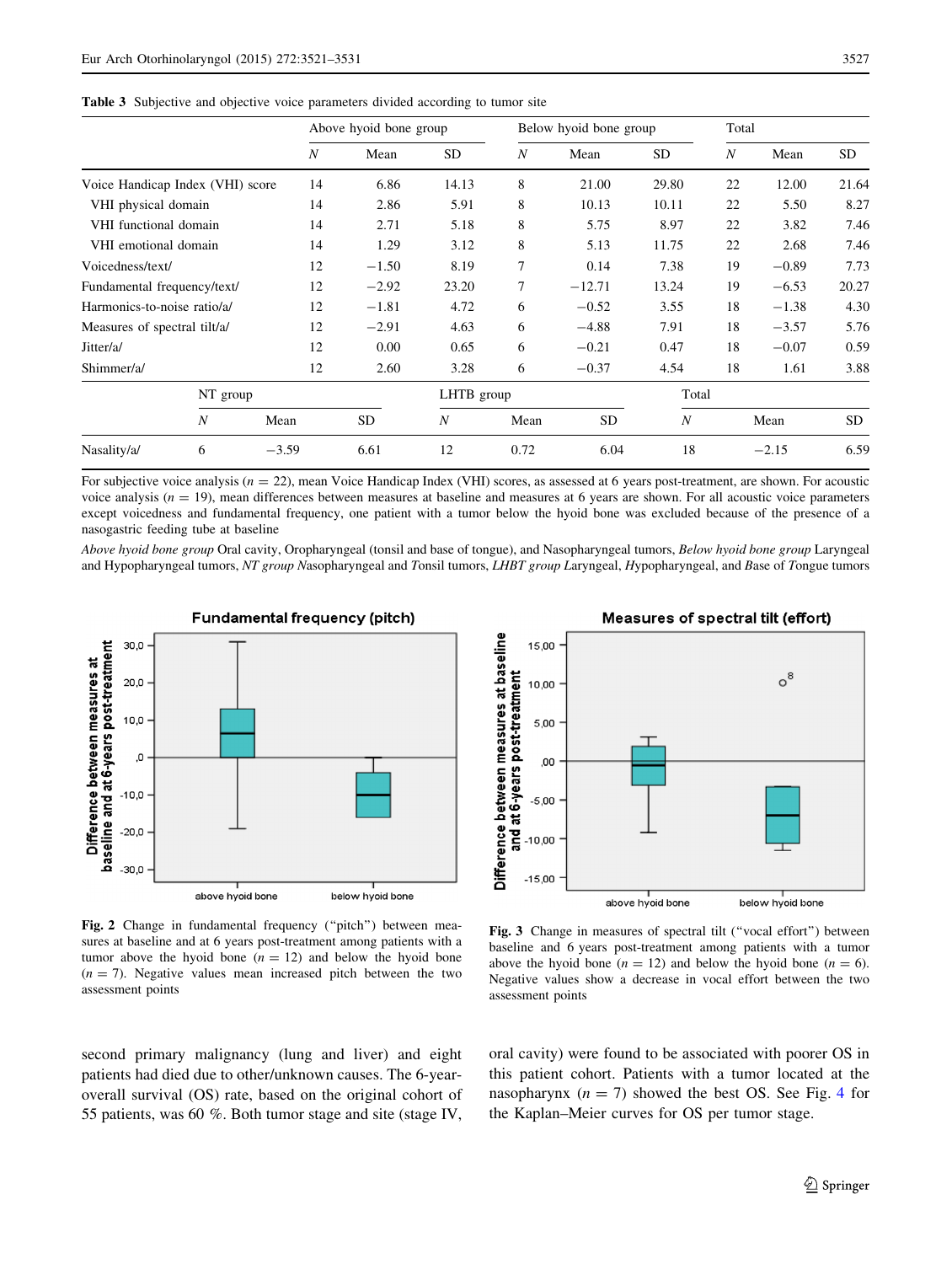**Table 3** Subjective and objective voice parameters divided according to tumor site

| | Above hyoid bone group | | | Below hyoid bone group | | | Total | | |
|---|---|---|---|---|---|---|---|---|---|
| | *N* | Mean | SD | *N* | Mean | SD | *N* | Mean | SD |
| Voice Handicap Index (VHI) score | 14 | 6.86 | 14.13 | 8 | 21.00 | 29.80 | 22 | 12.00 | 21.64 |
| VHI physical domain | 14 | 2.86 | 5.91 | 8 | 10.13 | 10.11 | 22 | 5.50 | 8.27 |
| VHI functional domain | 14 | 2.71 | 5.18 | 8 | 5.75 | 8.97 | 22 | 3.82 | 7.46 |
| VHI emotional domain | 14 | 1.29 | 3.12 | 8 | 5.13 | 11.75 | 22 | 2.68 | 7.46 |
| Voicedness/text/ | 12 | −1.50 | 8.19 | 7 | 0.14 | 7.38 | 19 | −0.89 | 7.73 |
| Fundamental frequency/text/ | 12 | −2.92 | 23.20 | 7 | −12.71 | 13.24 | 19 | −6.53 | 20.27 |
| Harmonics-to-noise ratio/a/ | 12 | −1.81 | 4.72 | 6 | −0.52 | 3.55 | 18 | −1.38 | 4.30 |
| Measures of spectral tilt/a/ | 12 | −2.91 | 4.63 | 6 | −4.88 | 7.91 | 18 | −3.57 | 5.76 |
| Jitter/a/ | 12 | 0.00 | 0.65 | 6 | −0.21 | 0.47 | 18 | −0.07 | 0.59 |
| Shimmer/a/ | 12 | 2.60 | 3.28 | 6 | −0.37 | 4.54 | 18 | 1.61 | 3.88 |
| | NT group | | | LHTB group | | | Total | | |
| | *N* | Mean | SD | *N* | Mean | SD | *N* | Mean | SD |
| Nasality/a/ | 6 | −3.59 | 6.61 | 12 | 0.72 | 6.04 | 18 | −2.15 | 6.59 |

For subjective voice analysis ($n = 22$), mean Voice Handicap Index (VHI) scores, as assessed at 6 years post-treatment, are shown. For acoustic voice analysis ($n = 19$), mean differences between measures at baseline and measures at 6 years are shown. For all acoustic voice parameters except voicedness and fundamental frequency, one patient with a tumor below the hyoid bone was excluded because of the presence of a nasogastric feeding tube at baseline

*Above hyoid bone group* Oral cavity, Oropharyngeal (tonsil and base of tongue), and Nasopharyngeal tumors, *Below hyoid bone group* Laryngeal and Hypopharyngeal tumors, *NT group N*asopharyngeal and *T*onsil tumors, *LHBT group L*aryngeal, *H*ypopharyngeal, and *B*ase of *T*ongue tumors

**Fig. 2** Change in fundamental frequency ("pitch") between measures at baseline and at 6 years post-treatment among patients with a tumor above the hyoid bone ($n = 12$) and below the hyoid bone ($n = 7$). Negative values mean increased pitch between the two assessment points

**Fig. 3** Change in measures of spectral tilt ("vocal effort") between baseline and 6 years post-treatment among patients with a tumor above the hyoid bone ($n = 12$) and below the hyoid bone ($n = 6$). Negative values show a decrease in vocal effort between the two assessment points

second primary malignancy (lung and liver) and eight patients had died due to other/unknown causes. The 6-year-overall survival (OS) rate, based on the original cohort of 55 patients, was 60 %. Both tumor stage and site (stage IV, oral cavity) were found to be associated with poorer OS in this patient cohort. Patients with a tumor located at the nasopharynx ($n = 7$) showed the best OS. See Fig. 4 for the Kaplan–Meier curves for OS per tumor stage.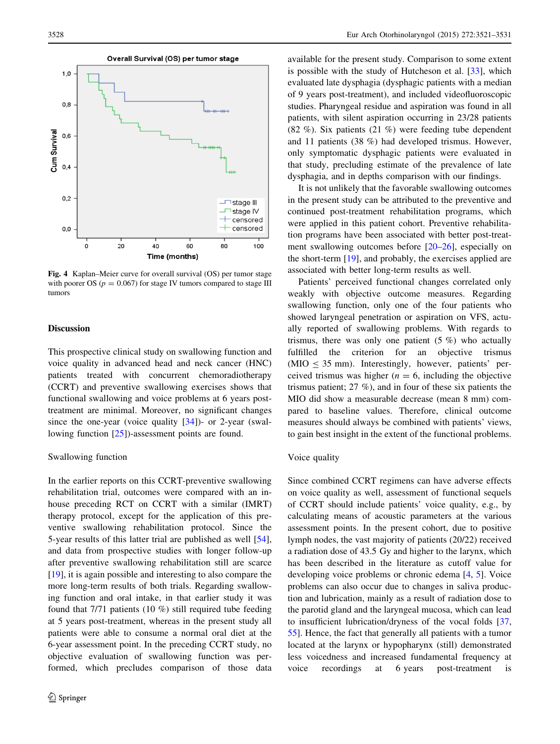Fig. 4 Kaplan–Meier curve for overall survival (OS) per tumor stage with poorer OS ($p = 0.067$) for stage IV tumors compared to stage III tumors

## Discussion

This prospective clinical study on swallowing function and voice quality in advanced head and neck cancer (HNC) patients treated with concurrent chemoradiotherapy (CCRT) and preventive swallowing exercises shows that functional swallowing and voice problems at 6 years post-treatment are minimal. Moreover, no significant changes since the one-year (voice quality [34])- or 2-year (swallowing function [25])-assessment points are found.

### Swallowing function

In the earlier reports on this CCRT-preventive swallowing rehabilitation trial, outcomes were compared with an in-house preceding RCT on CCRT with a similar (IMRT) therapy protocol, except for the application of this preventive swallowing rehabilitation protocol. Since the 5-year results of this latter trial are published as well [54], and data from prospective studies with longer follow-up after preventive swallowing rehabilitation still are scarce [19], it is again possible and interesting to also compare the more long-term results of both trials. Regarding swallowing function and oral intake, in that earlier study it was found that 7/71 patients (10 %) still required tube feeding at 5 years post-treatment, whereas in the present study all patients were able to consume a normal oral diet at the 6-year assessment point. In the preceding CCRT study, no objective evaluation of swallowing function was performed, which precludes comparison of those data available for the present study. Comparison to some extent is possible with the study of Hutcheson et al. [33], which evaluated late dysphagia (dysphagic patients with a median of 9 years post-treatment), and included videofluoroscopic studies. Pharyngeal residue and aspiration was found in all patients, with silent aspiration occurring in 23/28 patients (82 %). Six patients (21 %) were feeding tube dependent and 11 patients (38 %) had developed trismus. However, only symptomatic dysphagic patients were evaluated in that study, precluding estimate of the prevalence of late dysphagia, and in depths comparison with our findings.

It is not unlikely that the favorable swallowing outcomes in the present study can be attributed to the preventive and continued post-treatment rehabilitation programs, which were applied in this patient cohort. Preventive rehabilitation programs have been associated with better post-treatment swallowing outcomes before [20–26], especially on the short-term [19], and probably, the exercises applied are associated with better long-term results as well.

Patients' perceived functional changes correlated only weakly with objective outcome measures. Regarding swallowing function, only one of the four patients who showed laryngeal penetration or aspiration on VFS, actually reported of swallowing problems. With regards to trismus, there was only one patient (5 %) who actually fulfilled the criterion for an objective trismus (MIO $\leq$ 35 mm). Interestingly, however, patients' perceived trismus was higher ($n = 6$, including the objective trismus patient; 27 %), and in four of these six patients the MIO did show a measurable decrease (mean 8 mm) compared to baseline values. Therefore, clinical outcome measures should always be combined with patients' views, to gain best insight in the extent of the functional problems.

### Voice quality

Since combined CCRT regimens can have adverse effects on voice quality as well, assessment of functional sequels of CCRT should include patients' voice quality, e.g., by calculating means of acoustic parameters at the various assessment points. In the present cohort, due to positive lymph nodes, the vast majority of patients (20/22) received a radiation dose of 43.5 Gy and higher to the larynx, which has been described in the literature as cutoff value for developing voice problems or chronic edema [4, 5]. Voice problems can also occur due to changes in saliva production and lubrication, mainly as a result of radiation dose to the parotid gland and the laryngeal mucosa, which can lead to insufficient lubrication/dryness of the vocal folds [37, 55]. Hence, the fact that generally all patients with a tumor located at the larynx or hypopharynx (still) demonstrated less voicedness and increased fundamental frequency at voice recordings at 6 years post-treatment is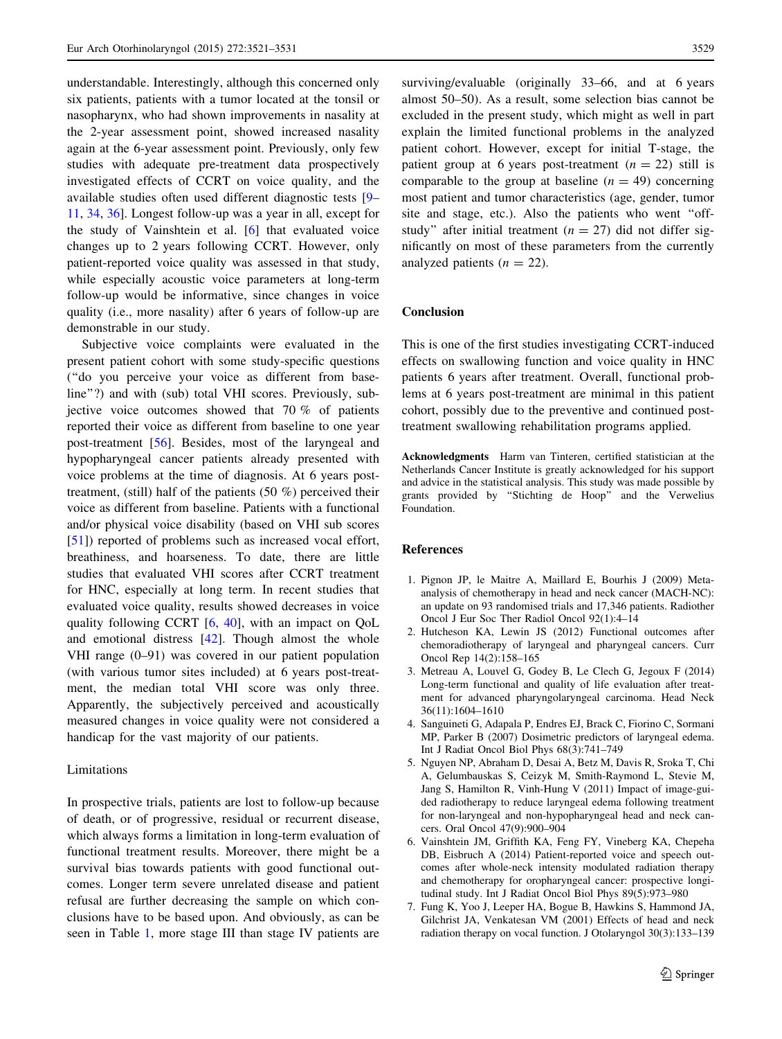understandable. Interestingly, although this concerned only six patients, patients with a tumor located at the tonsil or nasopharynx, who had shown improvements in nasality at the 2-year assessment point, showed increased nasality again at the 6-year assessment point. Previously, only few studies with adequate pre-treatment data prospectively investigated effects of CCRT on voice quality, and the available studies often used different diagnostic tests [9–11, 34, 36]. Longest follow-up was a year in all, except for the study of Vainshtein et al. [6] that evaluated voice changes up to 2 years following CCRT. However, only patient-reported voice quality was assessed in that study, while especially acoustic voice parameters at long-term follow-up would be informative, since changes in voice quality (i.e., more nasality) after 6 years of follow-up are demonstrable in our study.

Subjective voice complaints were evaluated in the present patient cohort with some study-specific questions ("do you perceive your voice as different from baseline"?) and with (sub) total VHI scores. Previously, subjective voice outcomes showed that 70 % of patients reported their voice as different from baseline to one year post-treatment [56]. Besides, most of the laryngeal and hypopharyngeal cancer patients already presented with voice problems at the time of diagnosis. At 6 years post-treatment, (still) half of the patients (50 %) perceived their voice as different from baseline. Patients with a functional and/or physical voice disability (based on VHI sub scores [51]) reported of problems such as increased vocal effort, breathiness, and hoarseness. To date, there are little studies that evaluated VHI scores after CCRT treatment for HNC, especially at long term. In recent studies that evaluated voice quality, results showed decreases in voice quality following CCRT [6, 40], with an impact on QoL and emotional distress [42]. Though almost the whole VHI range (0–91) was covered in our patient population (with various tumor sites included) at 6 years post-treatment, the median total VHI score was only three. Apparently, the subjectively perceived and acoustically measured changes in voice quality were not considered a handicap for the vast majority of our patients.

### Limitations

In prospective trials, patients are lost to follow-up because of death, or of progressive, residual or recurrent disease, which always forms a limitation in long-term evaluation of functional treatment results. Moreover, there might be a survival bias towards patients with good functional outcomes. Longer term severe unrelated disease and patient refusal are further decreasing the sample on which conclusions have to be based upon. And obviously, as can be seen in Table 1, more stage III than stage IV patients are surviving/evaluable (originally 33–66, and at 6 years almost 50–50). As a result, some selection bias cannot be excluded in the present study, which might as well in part explain the limited functional problems in the analyzed patient cohort. However, except for initial T-stage, the patient group at 6 years post-treatment ($n = 22$) still is comparable to the group at baseline ($n = 49$) concerning most patient and tumor characteristics (age, gender, tumor site and stage, etc.). Also the patients who went "off-study" after initial treatment ($n = 27$) did not differ significantly on most of these parameters from the currently analyzed patients ($n = 22$).

## Conclusion

This is one of the first studies investigating CCRT-induced effects on swallowing function and voice quality in HNC patients 6 years after treatment. Overall, functional problems at 6 years post-treatment are minimal in this patient cohort, possibly due to the preventive and continued post-treatment swallowing rehabilitation programs applied.

**Acknowledgments** Harm van Tinteren, certified statistician at the Netherlands Cancer Institute is greatly acknowledged for his support and advice in the statistical analysis. This study was made possible by grants provided by "Stichting de Hoop" and the Verwelius Foundation.

## References

1. Pignon JP, le Maitre A, Maillard E, Bourhis J (2009) Meta-analysis of chemotherapy in head and neck cancer (MACH-NC): an update on 93 randomised trials and 17,346 patients. Radiother Oncol J Eur Soc Ther Radiol Oncol 92(1):4–14
2. Hutcheson KA, Lewin JS (2012) Functional outcomes after chemoradiotherapy of laryngeal and pharyngeal cancers. Curr Oncol Rep 14(2):158–165
3. Metreau A, Louvel G, Godey B, Le Clech G, Jegoux F (2014) Long-term functional and quality of life evaluation after treatment for advanced pharyngolaryngeal carcinoma. Head Neck 36(11):1604–1610
4. Sanguineti G, Adapala P, Endres EJ, Brack C, Fiorino C, Sormani MP, Parker B (2007) Dosimetric predictors of laryngeal edema. Int J Radiat Oncol Biol Phys 68(3):741–749
5. Nguyen NP, Abraham D, Desai A, Betz M, Davis R, Sroka T, Chi A, Gelumbauskas S, Ceizyk M, Smith-Raymond L, Stevie M, Jang S, Hamilton R, Vinh-Hung V (2011) Impact of image-guided radiotherapy to reduce laryngeal edema following treatment for non-laryngeal and non-hypopharyngeal head and neck cancers. Oral Oncol 47(9):900–904
6. Vainshtein JM, Griffith KA, Feng FY, Vineberg KA, Chepeha DB, Eisbruch A (2014) Patient-reported voice and speech outcomes after whole-neck intensity modulated radiation therapy and chemotherapy for oropharyngeal cancer: prospective longitudinal study. Int J Radiat Oncol Biol Phys 89(5):973–980
7. Fung K, Yoo J, Leeper HA, Bogue B, Hawkins S, Hammond JA, Gilchrist JA, Venkatesan VM (2001) Effects of head and neck radiation therapy on vocal function. J Otolaryngol 30(3):133–139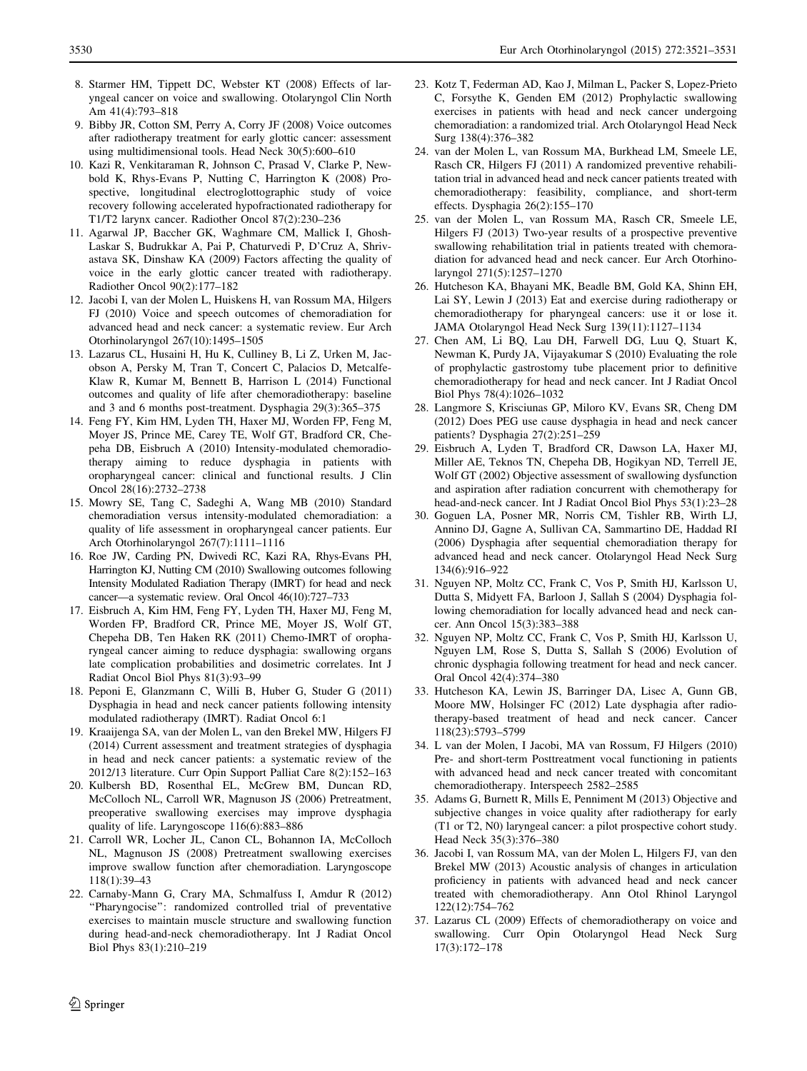8. Starmer HM, Tippett DC, Webster KT (2008) Effects of laryngeal cancer on voice and swallowing. Otolaryngol Clin North Am 41(4):793–818
9. Bibby JR, Cotton SM, Perry A, Corry JF (2008) Voice outcomes after radiotherapy treatment for early glottic cancer: assessment using multidimensional tools. Head Neck 30(5):600–610
10. Kazi R, Venkitaraman R, Johnson C, Prasad V, Clarke P, Newbold K, Rhys-Evans P, Nutting C, Harrington K (2008) Prospective, longitudinal electroglottographic study of voice recovery following accelerated hypofractionated radiotherapy for T1/T2 larynx cancer. Radiother Oncol 87(2):230–236
11. Agarwal JP, Baccher GK, Waghmare CM, Mallick I, Ghosh-Laskar S, Budrukkar A, Pai P, Chaturvedi P, D'Cruz A, Shrivastava SK, Dinshaw KA (2009) Factors affecting the quality of voice in the early glottic cancer treated with radiotherapy. Radiother Oncol 90(2):177–182
12. Jacobi I, van der Molen L, Huiskens H, van Rossum MA, Hilgers FJ (2010) Voice and speech outcomes of chemoradiation for advanced head and neck cancer: a systematic review. Eur Arch Otorhinolaryngol 267(10):1495–1505
13. Lazarus CL, Husaini H, Hu K, Culliney B, Li Z, Urken M, Jacobson A, Persky M, Tran T, Concert C, Palacios D, Metcalfe-Klaw R, Kumar M, Bennett B, Harrison L (2014) Functional outcomes and quality of life after chemoradiotherapy: baseline and 3 and 6 months post-treatment. Dysphagia 29(3):365–375
14. Feng FY, Kim HM, Lyden TH, Haxer MJ, Worden FP, Feng M, Moyer JS, Prince ME, Carey TE, Wolf GT, Bradford CR, Chepeha DB, Eisbruch A (2010) Intensity-modulated chemoradiotherapy aiming to reduce dysphagia in patients with oropharyngeal cancer: clinical and functional results. J Clin Oncol 28(16):2732–2738
15. Mowry SE, Tang C, Sadeghi A, Wang MB (2010) Standard chemoradiation versus intensity-modulated chemoradiation: a quality of life assessment in oropharyngeal cancer patients. Eur Arch Otorhinolaryngol 267(7):1111–1116
16. Roe JW, Carding PN, Dwivedi RC, Kazi RA, Rhys-Evans PH, Harrington KJ, Nutting CM (2010) Swallowing outcomes following Intensity Modulated Radiation Therapy (IMRT) for head and neck cancer—a systematic review. Oral Oncol 46(10):727–733
17. Eisbruch A, Kim HM, Feng FY, Lyden TH, Haxer MJ, Feng M, Worden FP, Bradford CR, Prince ME, Moyer JS, Wolf GT, Chepeha DB, Ten Haken RK (2011) Chemo-IMRT of oropharyngeal cancer aiming to reduce dysphagia: swallowing organs late complication probabilities and dosimetric correlates. Int J Radiat Oncol Biol Phys 81(3):93–99
18. Peponi E, Glanzmann C, Willi B, Huber G, Studer G (2011) Dysphagia in head and neck cancer patients following intensity modulated radiotherapy (IMRT). Radiat Oncol 6:1
19. Kraaijenga SA, van der Molen L, van den Brekel MW, Hilgers FJ (2014) Current assessment and treatment strategies of dysphagia in head and neck cancer patients: a systematic review of the 2012/13 literature. Curr Opin Support Palliat Care 8(2):152–163
20. Kulbersh BD, Rosenthal EL, McGrew BM, Duncan RD, McColloch NL, Carroll WR, Magnuson JS (2006) Pretreatment, preoperative swallowing exercises may improve dysphagia quality of life. Laryngoscope 116(6):883–886
21. Carroll WR, Locher JL, Canon CL, Bohannon IA, McColloch NL, Magnuson JS (2008) Pretreatment swallowing exercises improve swallow function after chemoradiation. Laryngoscope 118(1):39–43
22. Carnaby-Mann G, Crary MA, Schmalfuss I, Amdur R (2012) "Pharyngocise": randomized controlled trial of preventative exercises to maintain muscle structure and swallowing function during head-and-neck chemoradiotherapy. Int J Radiat Oncol Biol Phys 83(1):210–219
23. Kotz T, Federman AD, Kao J, Milman L, Packer S, Lopez-Prieto C, Forsythe K, Genden EM (2012) Prophylactic swallowing exercises in patients with head and neck cancer undergoing chemoradiation: a randomized trial. Arch Otolaryngol Head Neck Surg 138(4):376–382
24. van der Molen L, van Rossum MA, Burkhead LM, Smeele LE, Rasch CR, Hilgers FJ (2011) A randomized preventive rehabilitation trial in advanced head and neck cancer patients treated with chemoradiotherapy: feasibility, compliance, and short-term effects. Dysphagia 26(2):155–170
25. van der Molen L, van Rossum MA, Rasch CR, Smeele LE, Hilgers FJ (2013) Two-year results of a prospective preventive swallowing rehabilitation trial in patients treated with chemoradiation for advanced head and neck cancer. Eur Arch Otorhinolaryngol 271(5):1257–1270
26. Hutcheson KA, Bhayani MK, Beadle BM, Gold KA, Shinn EH, Lai SY, Lewin J (2013) Eat and exercise during radiotherapy or chemoradiotherapy for pharyngeal cancers: use it or lose it. JAMA Otolaryngol Head Neck Surg 139(11):1127–1134
27. Chen AM, Li BQ, Lau DH, Farwell DG, Luu Q, Stuart K, Newman K, Purdy JA, Vijayakumar S (2010) Evaluating the role of prophylactic gastrostomy tube placement prior to definitive chemoradiotherapy for head and neck cancer. Int J Radiat Oncol Biol Phys 78(4):1026–1032
28. Langmore S, Krisciunas GP, Miloro KV, Evans SR, Cheng DM (2012) Does PEG use cause dysphagia in head and neck cancer patients? Dysphagia 27(2):251–259
29. Eisbruch A, Lyden T, Bradford CR, Dawson LA, Haxer MJ, Miller AE, Teknos TN, Chepeha DB, Hogikyan ND, Terrell JE, Wolf GT (2002) Objective assessment of swallowing dysfunction and aspiration after radiation concurrent with chemotherapy for head-and-neck cancer. Int J Radiat Oncol Biol Phys 53(1):23–28
30. Goguen LA, Posner MR, Norris CM, Tishler RB, Wirth LJ, Annino DJ, Gagne A, Sullivan CA, Sammartino DE, Haddad RI (2006) Dysphagia after sequential chemoradiation therapy for advanced head and neck cancer. Otolaryngol Head Neck Surg 134(6):916–922
31. Nguyen NP, Moltz CC, Frank C, Vos P, Smith HJ, Karlsson U, Dutta S, Midyett FA, Barloon J, Sallah S (2004) Dysphagia following chemoradiation for locally advanced head and neck cancer. Ann Oncol 15(3):383–388
32. Nguyen NP, Moltz CC, Frank C, Vos P, Smith HJ, Karlsson U, Nguyen LM, Rose S, Dutta S, Sallah S (2006) Evolution of chronic dysphagia following treatment for head and neck cancer. Oral Oncol 42(4):374–380
33. Hutcheson KA, Lewin JS, Barringer DA, Lisec A, Gunn GB, Moore MW, Holsinger FC (2012) Late dysphagia after radiotherapy-based treatment of head and neck cancer. Cancer 118(23):5793–5799
34. L van der Molen, I Jacobi, MA van Rossum, FJ Hilgers (2010) Pre- and short-term Posttreatment vocal functioning in patients with advanced head and neck cancer treated with concomitant chemoradiotherapy. Interspeech 2582–2585
35. Adams G, Burnett R, Mills E, Penniment M (2013) Objective and subjective changes in voice quality after radiotherapy for early (T1 or T2, N0) laryngeal cancer: a pilot prospective cohort study. Head Neck 35(3):376–380
36. Jacobi I, van Rossum MA, van der Molen L, Hilgers FJ, van den Brekel MW (2013) Acoustic analysis of changes in articulation proficiency in patients with advanced head and neck cancer treated with chemoradiotherapy. Ann Otol Rhinol Laryngol 122(12):754–762
37. Lazarus CL (2009) Effects of chemoradiotherapy on voice and swallowing. Curr Opin Otolaryngol Head Neck Surg 17(3):172–178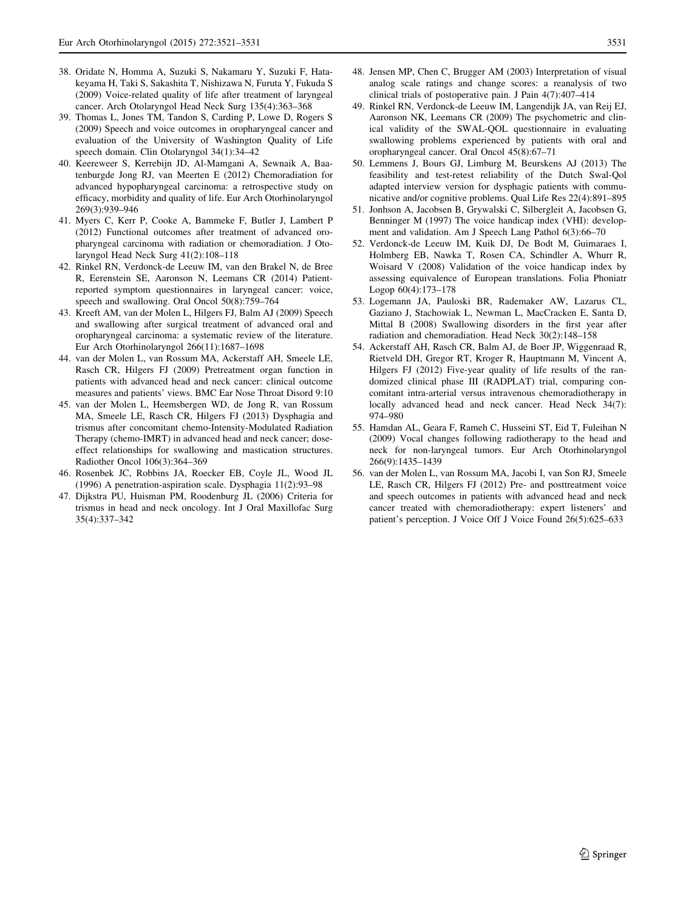38. Oridate N, Homma A, Suzuki S, Nakamaru Y, Suzuki F, Hatakeyama H, Taki S, Sakashita T, Nishizawa N, Furuta Y, Fukuda S (2009) Voice-related quality of life after treatment of laryngeal cancer. Arch Otolaryngol Head Neck Surg 135(4):363–368
39. Thomas L, Jones TM, Tandon S, Carding P, Lowe D, Rogers S (2009) Speech and voice outcomes in oropharyngeal cancer and evaluation of the University of Washington Quality of Life speech domain. Clin Otolaryngol 34(1):34–42
40. Keereweer S, Kerrebijn JD, Al-Mamgani A, Sewnaik A, Baatenburgde Jong RJ, van Meerten E (2012) Chemoradiation for advanced hypopharyngeal carcinoma: a retrospective study on efficacy, morbidity and quality of life. Eur Arch Otorhinolaryngol 269(3):939–946
41. Myers C, Kerr P, Cooke A, Bammeke F, Butler J, Lambert P (2012) Functional outcomes after treatment of advanced oropharyngeal carcinoma with radiation or chemoradiation. J Otolaryngol Head Neck Surg 41(2):108–118
42. Rinkel RN, Verdonck-de Leeuw IM, van den Brakel N, de Bree R, Eerenstein SE, Aaronson N, Leemans CR (2014) Patient-reported symptom questionnaires in laryngeal cancer: voice, speech and swallowing. Oral Oncol 50(8):759–764
43. Kreeft AM, van der Molen L, Hilgers FJ, Balm AJ (2009) Speech and swallowing after surgical treatment of advanced oral and oropharyngeal carcinoma: a systematic review of the literature. Eur Arch Otorhinolaryngol 266(11):1687–1698
44. van der Molen L, van Rossum MA, Ackerstaff AH, Smeele LE, Rasch CR, Hilgers FJ (2009) Pretreatment organ function in patients with advanced head and neck cancer: clinical outcome measures and patients' views. BMC Ear Nose Throat Disord 9:10
45. van der Molen L, Heemsbergen WD, de Jong R, van Rossum MA, Smeele LE, Rasch CR, Hilgers FJ (2013) Dysphagia and trismus after concomitant chemo-Intensity-Modulated Radiation Therapy (chemo-IMRT) in advanced head and neck cancer; dose-effect relationships for swallowing and mastication structures. Radiother Oncol 106(3):364–369
46. Rosenbek JC, Robbins JA, Roecker EB, Coyle JL, Wood JL (1996) A penetration-aspiration scale. Dysphagia 11(2):93–98
47. Dijkstra PU, Huisman PM, Roodenburg JL (2006) Criteria for trismus in head and neck oncology. Int J Oral Maxillofac Surg 35(4):337–342
48. Jensen MP, Chen C, Brugger AM (2003) Interpretation of visual analog scale ratings and change scores: a reanalysis of two clinical trials of postoperative pain. J Pain 4(7):407–414
49. Rinkel RN, Verdonck-de Leeuw IM, Langendijk JA, van Reij EJ, Aaronson NK, Leemans CR (2009) The psychometric and clinical validity of the SWAL-QOL questionnaire in evaluating swallowing problems experienced by patients with oral and oropharyngeal cancer. Oral Oncol 45(8):67–71
50. Lemmens J, Bours GJ, Limburg M, Beurskens AJ (2013) The feasibility and test-retest reliability of the Dutch Swal-Qol adapted interview version for dysphagic patients with communicative and/or cognitive problems. Qual Life Res 22(4):891–895
51. Jonhson A, Jacobsen B, Grywalski C, Silbergleit A, Jacobsen G, Benninger M (1997) The voice handicap index (VHI): development and validation. Am J Speech Lang Pathol 6(3):66–70
52. Verdonck-de Leeuw IM, Kuik DJ, De Bodt M, Guimaraes I, Holmberg EB, Nawka T, Rosen CA, Schindler A, Whurr R, Woisard V (2008) Validation of the voice handicap index by assessing equivalence of European translations. Folia Phoniatr Logop 60(4):173–178
53. Logemann JA, Pauloski BR, Rademaker AW, Lazarus CL, Gaziano J, Stachowiak L, Newman L, MacCracken E, Santa D, Mittal B (2008) Swallowing disorders in the first year after radiation and chemoradiation. Head Neck 30(2):148–158
54. Ackerstaff AH, Rasch CR, Balm AJ, de Boer JP, Wiggenraad R, Rietveld DH, Gregor RT, Kroger R, Hauptmann M, Vincent A, Hilgers FJ (2012) Five-year quality of life results of the randomized clinical phase III (RADPLAT) trial, comparing concomitant intra-arterial versus intravenous chemoradiotherapy in locally advanced head and neck cancer. Head Neck 34(7): 974–980
55. Hamdan AL, Geara F, Rameh C, Husseini ST, Eid T, Fuleihan N (2009) Vocal changes following radiotherapy to the head and neck for non-laryngeal tumors. Eur Arch Otorhinolaryngol 266(9):1435–1439
56. van der Molen L, van Rossum MA, Jacobi I, van Son RJ, Smeele LE, Rasch CR, Hilgers FJ (2012) Pre- and posttreatment voice and speech outcomes in patients with advanced head and neck cancer treated with chemoradiotherapy: expert listeners' and patient's perception. J Voice Off J Voice Found 26(5):625–633